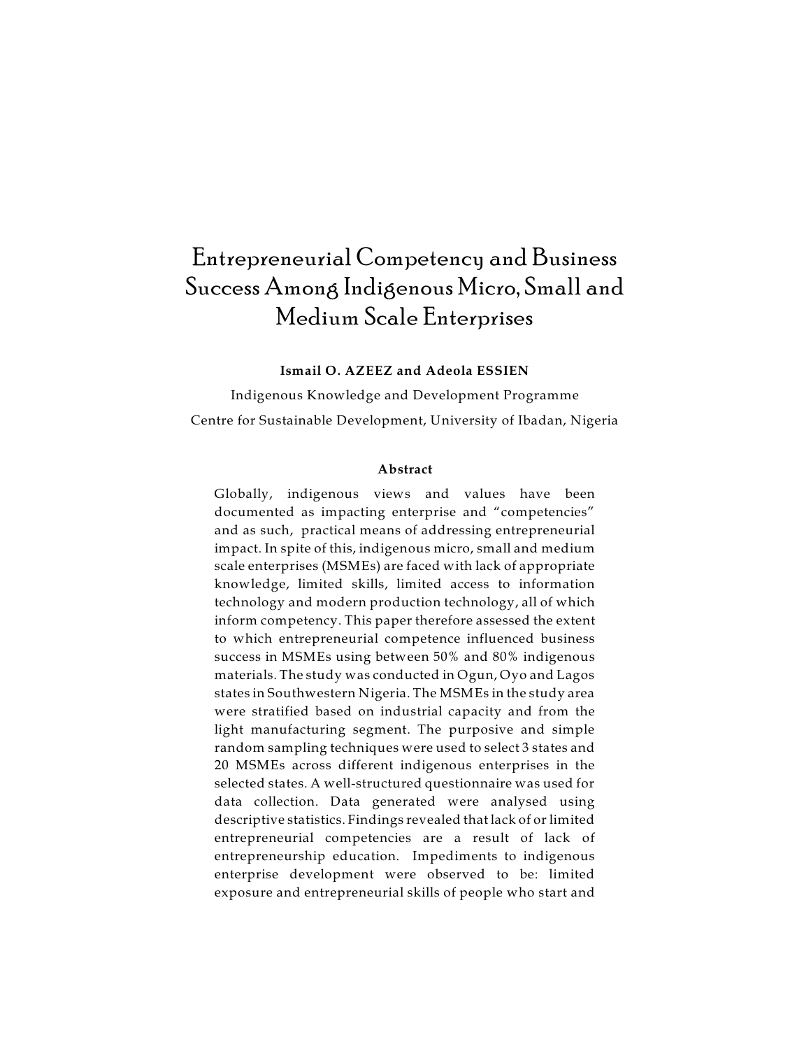# Entrepreneurial Competency and Business Success Among Indigenous Micro, Small and Medium Scale Enterprises

**Ismail O. AZEEZ and Adeola ESSIEN**

Indigenous Knowledge and Development Programme

Centre for Sustainable Development, University of Ibadan, Nigeria

## Abstract

Globally, indigenous views and values have been documented as impacting enterprise and "competencies" and as such, practical means of addressing entrepreneurial impact. In spite of this, indigenous micro, small and medium scale enterprises (MSMEs) are faced with lack of appropriate knowledge, limited skills, limited access to information technology and modern production technology, all of which inform competency. This paper therefore assessed the extent to which entrepreneurial competence influenced business success in MSMEs using between 50% and 80% indigenous materials. The study was conducted in Ogun, Oyo and Lagos states in Southwestern Nigeria. The MSMEs in the study area were stratified based on industrial capacity and from the light manufacturing segment. The purposive and simple random sampling techniques were used to select 3 states and 20 MSMEs across different indigenous enterprises in the selected states. A well-structured questionnaire was used for data collection. Data generated were analysed using descriptive statistics. Findings revealed that lack of or limited entrepreneurial competencies are a result of lack of entrepreneurship education. Impediments to indigenous enterprise development were observed to be: limited exposure and entrepreneurial skills of people who start and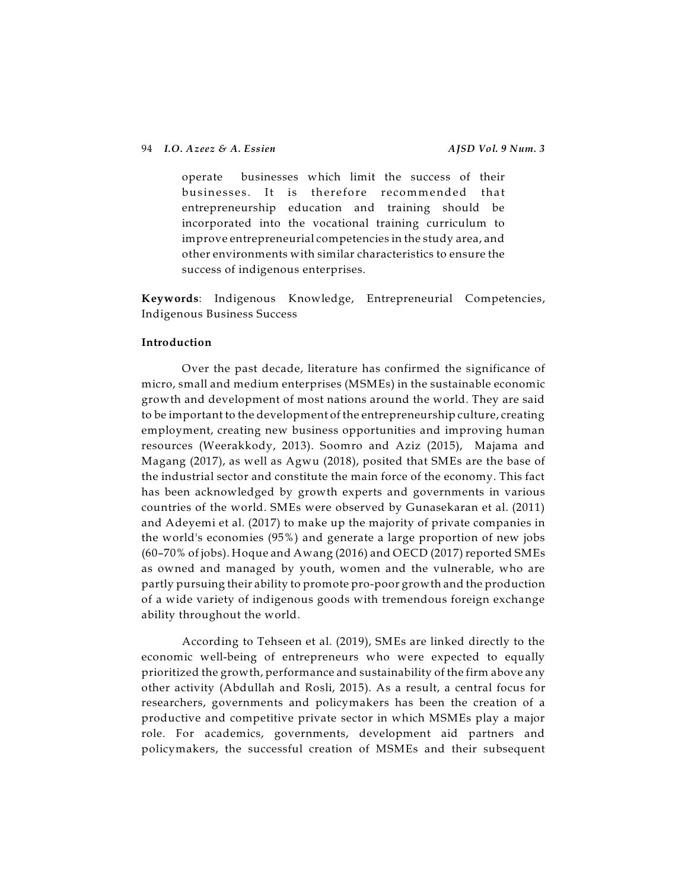operate businesses which limit the success of their businesses. It is therefore recommended that entrepreneurship education and training should be incorporated into the vocational training curriculum to improve entrepreneurial competencies in the study area, and other environments with similar characteristics to ensure the success of indigenous enterprises.

**Keywords**: Indigenous Knowledge, Entrepreneurial Competencies, Indigenous Business Success

## Introduction

Over the past decade, literature has confirmed the significance of micro, small and medium enterprises (MSMEs) in the sustainable economic growth and development of most nations around the world. They are said to be important to the development of the entrepreneurship culture, creating employment, creating new business opportunities and improving human resources (Weerakkody, 2013). Soomro and Aziz (2015), Majama and Magang (2017), as well as Agwu (2018), posited that SMEs are the base of the industrial sector and constitute the main force of the economy. This fact has been acknowledged by growth experts and governments in various countries of the world. SMEs were observed by Gunasekaran et al. (2011) and Adeyemi et al. (2017) to make up the majority of private companies in the world's economies (95%) and generate a large proportion of new jobs (60–70% of jobs). Hoque and Awang (2016) and OECD (2017) reported SMEs as owned and managed by youth, women and the vulnerable, who are partly pursuing their ability to promote pro-poor growth and the production of a wide variety of indigenous goods with tremendous foreign exchange ability throughout the world.

According to Tehseen et al. (2019), SMEs are linked directly to the economic well-being of entrepreneurs who were expected to equally prioritized the growth, performance and sustainability of the firm above any other activity (Abdullah and Rosli, 2015). As a result, a central focus for researchers, governments and policymakers has been the creation of a productive and competitive private sector in which MSMEs play a major role. For academics, governments, development aid partners and policymakers, the successful creation of MSMEs and their subsequent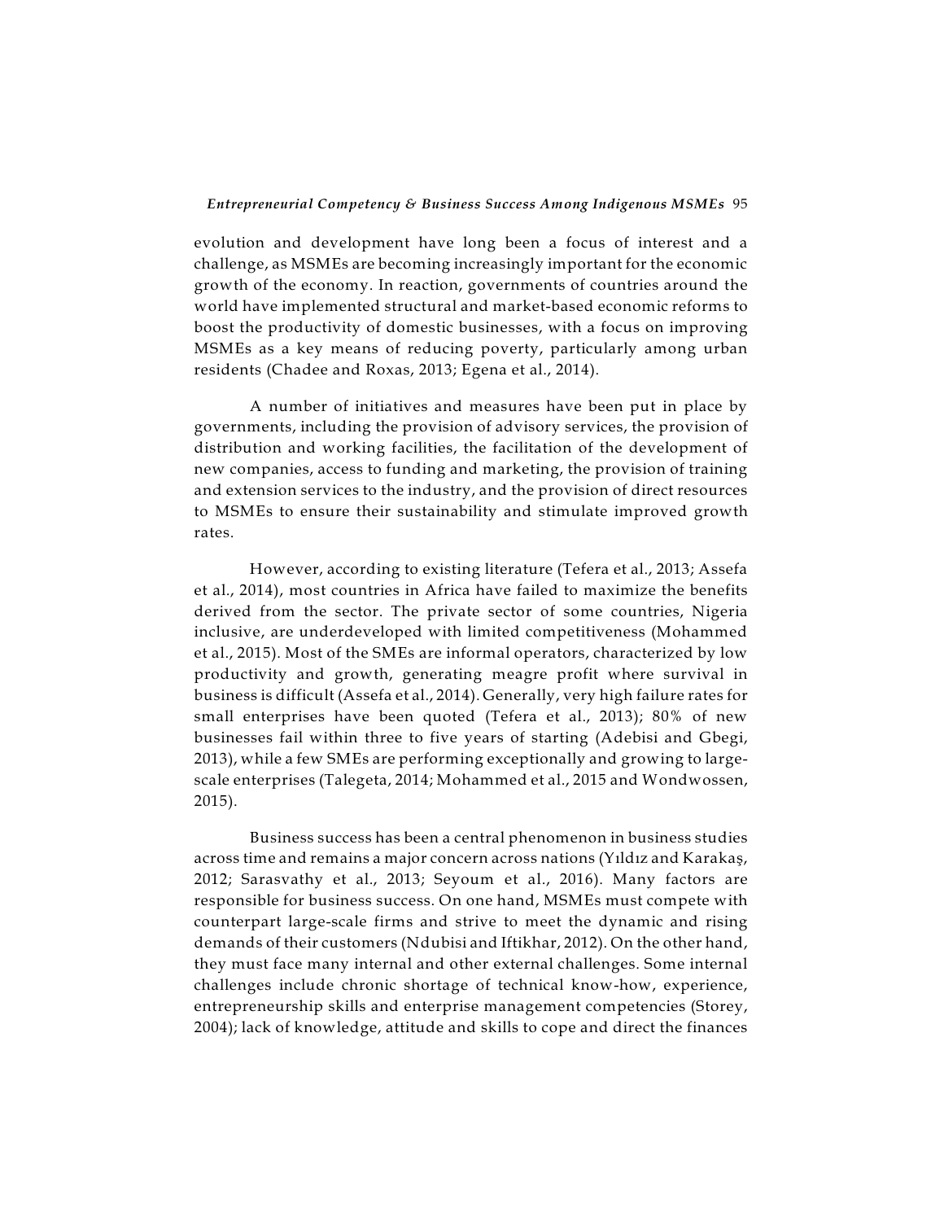evolution and development have long been a focus of interest and a challenge, as MSMEs are becoming increasingly important for the economic growth of the economy. In reaction, governments of countries around the world have implemented structural and market-based economic reforms to boost the productivity of domestic businesses, with a focus on improving MSMEs as a key means of reducing poverty, particularly among urban residents (Chadee and Roxas, 2013; Egena et al., 2014).

A number of initiatives and measures have been put in place by governments, including the provision of advisory services, the provision of distribution and working facilities, the facilitation of the development of new companies, access to funding and marketing, the provision of training and extension services to the industry, and the provision of direct resources to MSMEs to ensure their sustainability and stimulate improved growth rates.

However, according to existing literature (Tefera et al., 2013; Assefa et al., 2014), most countries in Africa have failed to maximize the benefits derived from the sector. The private sector of some countries, Nigeria inclusive, are underdeveloped with limited competitiveness (Mohammed et al., 2015). Most of the SMEs are informal operators, characterized by low productivity and growth, generating meagre profit where survival in business is difficult (Assefa et al., 2014). Generally, very high failure rates for small enterprises have been quoted (Tefera et al., 2013); 80% of new businesses fail within three to five years of starting (Adebisi and Gbegi, 2013), while a few SMEs are performing exceptionally and growing to large-scale enterprises (Talegeta, 2014; Mohammed et al., 2015 and Wondwossen, 2015).

Business success has been a central phenomenon in business studies across time and remains a major concern across nations (Yıldız and Karakaş, 2012; Sarasvathy et al., 2013; Seyoum et al., 2016). Many factors are responsible for business success. On one hand, MSMEs must compete with counterpart large-scale firms and strive to meet the dynamic and rising demands of their customers (Ndubisi and Iftikhar, 2012). On the other hand, they must face many internal and other external challenges. Some internal challenges include chronic shortage of technical know-how, experience, entrepreneurship skills and enterprise management competencies (Storey, 2004); lack of knowledge, attitude and skills to cope and direct the finances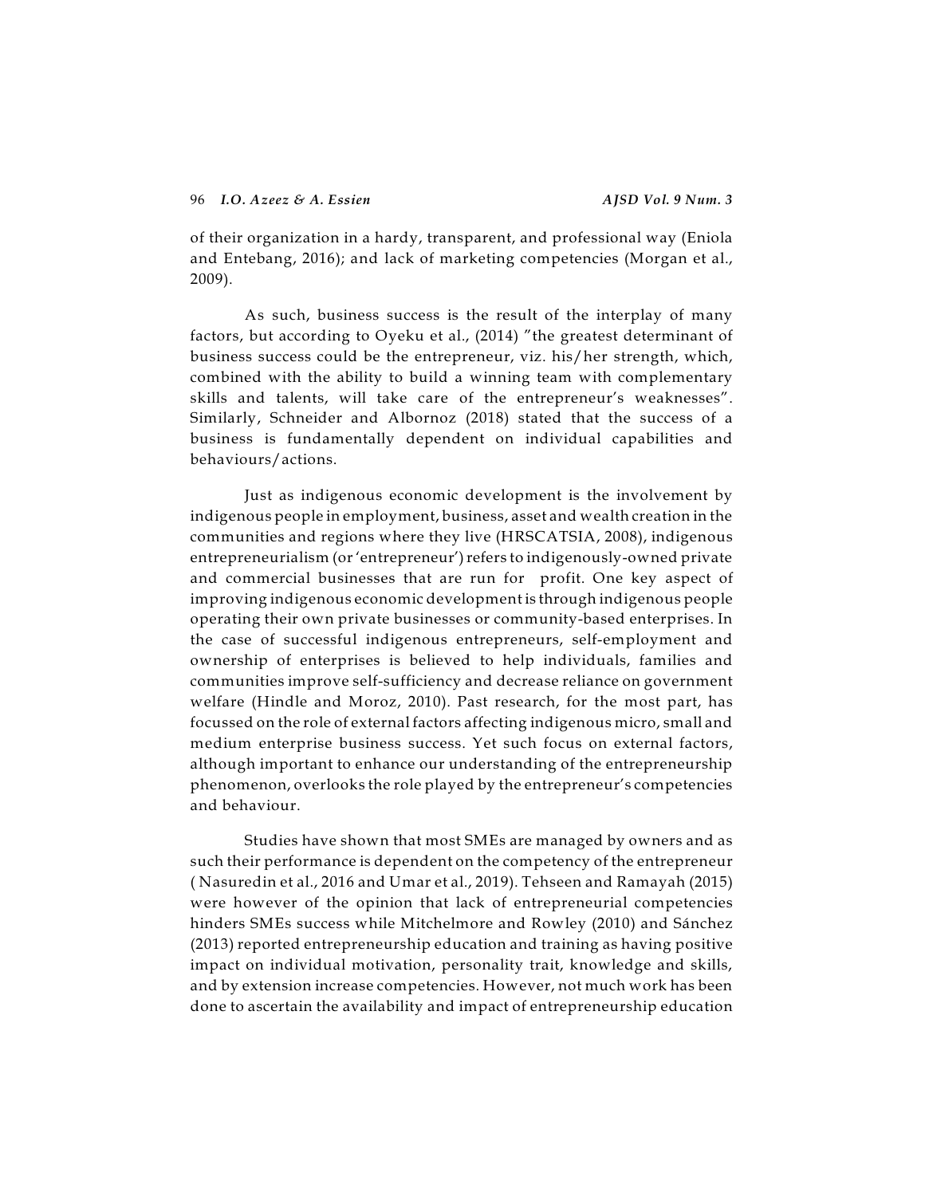of their organization in a hardy, transparent, and professional way (Eniola and Entebang, 2016); and lack of marketing competencies (Morgan et al., 2009).

As such, business success is the result of the interplay of many factors, but according to Oyeku et al., (2014) "the greatest determinant of business success could be the entrepreneur, viz. his/her strength, which, combined with the ability to build a winning team with complementary skills and talents, will take care of the entrepreneur's weaknesses". Similarly, Schneider and Albornoz (2018) stated that the success of a business is fundamentally dependent on individual capabilities and behaviours/actions.

Just as indigenous economic development is the involvement by indigenous people in employment, business, asset and wealth creation in the communities and regions where they live (HRSCATSIA, 2008), indigenous entrepreneurialism (or 'entrepreneur') refers to indigenously-owned private and commercial businesses that are run for profit. One key aspect of improving indigenous economic development is through indigenous people operating their own private businesses or community-based enterprises. In the case of successful indigenous entrepreneurs, self-employment and ownership of enterprises is believed to help individuals, families and communities improve self-sufficiency and decrease reliance on government welfare (Hindle and Moroz, 2010). Past research, for the most part, has focussed on the role of external factors affecting indigenous micro, small and medium enterprise business success. Yet such focus on external factors, although important to enhance our understanding of the entrepreneurship phenomenon, overlooks the role played by the entrepreneur's competencies and behaviour.

Studies have shown that most SMEs are managed by owners and as such their performance is dependent on the competency of the entrepreneur ( Nasuredin et al., 2016 and Umar et al., 2019). Tehseen and Ramayah (2015) were however of the opinion that lack of entrepreneurial competencies hinders SMEs success while Mitchelmore and Rowley (2010) and Sánchez (2013) reported entrepreneurship education and training as having positive impact on individual motivation, personality trait, knowledge and skills, and by extension increase competencies. However, not much work has been done to ascertain the availability and impact of entrepreneurship education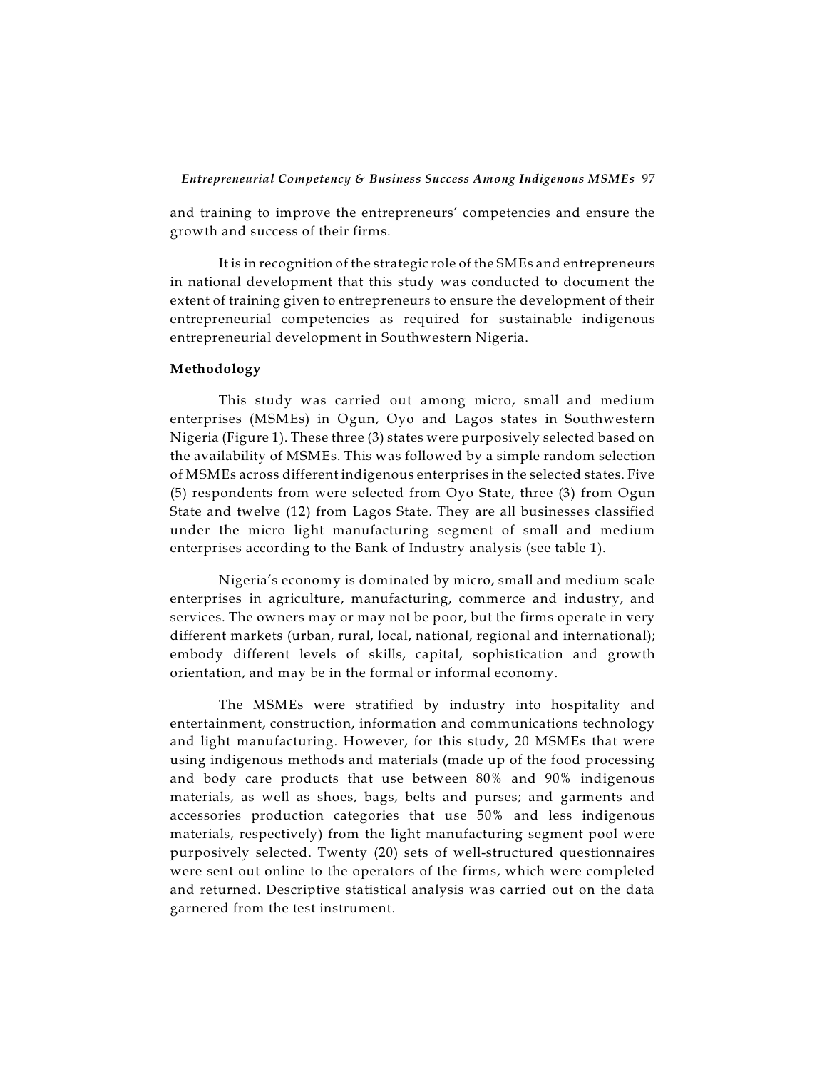and training to improve the entrepreneurs' competencies and ensure the growth and success of their firms.

It is in recognition of the strategic role of the SMEs and entrepreneurs in national development that this study was conducted to document the extent of training given to entrepreneurs to ensure the development of their entrepreneurial competencies as required for sustainable indigenous entrepreneurial development in Southwestern Nigeria.

## Methodology

This study was carried out among micro, small and medium enterprises (MSMEs) in Ogun, Oyo and Lagos states in Southwestern Nigeria (Figure 1). These three (3) states were purposively selected based on the availability of MSMEs. This was followed by a simple random selection of MSMEs across different indigenous enterprises in the selected states. Five (5) respondents from were selected from Oyo State, three (3) from Ogun State and twelve (12) from Lagos State. They are all businesses classified under the micro light manufacturing segment of small and medium enterprises according to the Bank of Industry analysis (see table 1).

Nigeria's economy is dominated by micro, small and medium scale enterprises in agriculture, manufacturing, commerce and industry, and services. The owners may or may not be poor, but the firms operate in very different markets (urban, rural, local, national, regional and international); embody different levels of skills, capital, sophistication and growth orientation, and may be in the formal or informal economy.

The MSMEs were stratified by industry into hospitality and entertainment, construction, information and communications technology and light manufacturing. However, for this study, 20 MSMEs that were using indigenous methods and materials (made up of the food processing and body care products that use between 80% and 90% indigenous materials, as well as shoes, bags, belts and purses; and garments and accessories production categories that use 50% and less indigenous materials, respectively) from the light manufacturing segment pool were purposively selected. Twenty (20) sets of well-structured questionnaires were sent out online to the operators of the firms, which were completed and returned. Descriptive statistical analysis was carried out on the data garnered from the test instrument.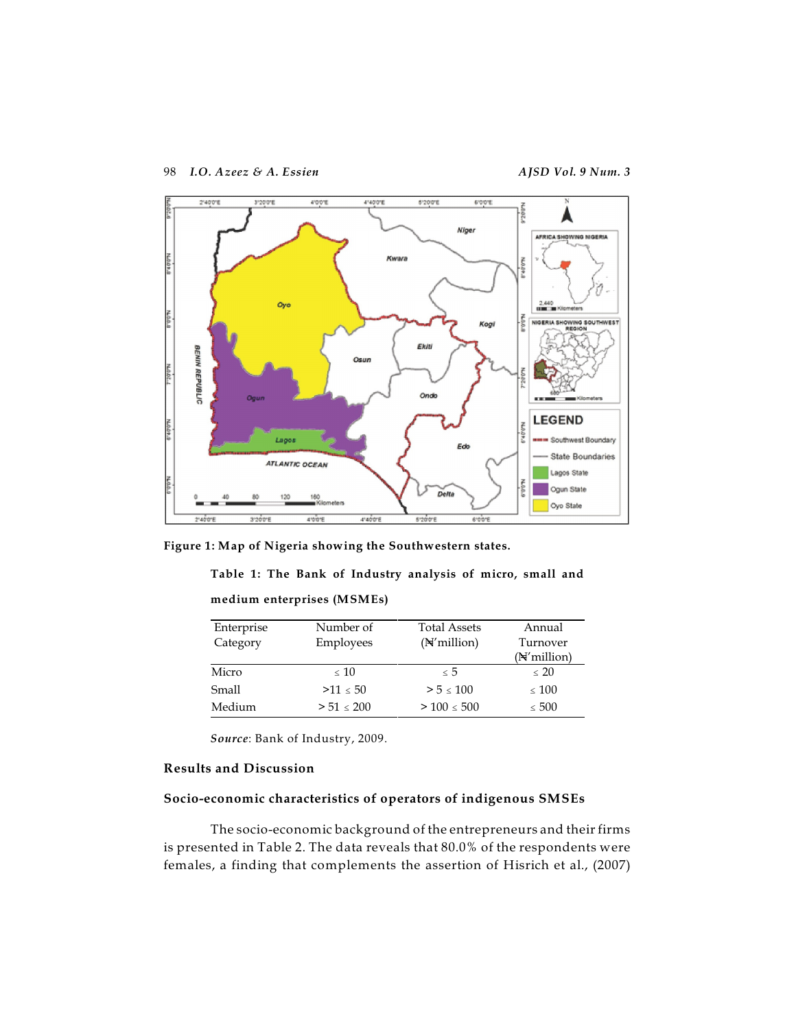**Figure 1: Map of Nigeria showing the Southwestern states.**

**Table 1: The Bank of Industry analysis of micro, small and medium enterprises (MSMEs)**

| Enterprise Category | Number of Employees | Total Assets (₦'million) | Annual Turnover (₦'million) |
|---|---|---|---|
| Micro | ≤ 10 | ≤ 5 | ≤ 20 |
| Small | >11 ≤ 50 | > 5 ≤ 100 | ≤ 100 |
| Medium | > 51 ≤ 200 | > 100 ≤ 500 | ≤ 500 |

*Source*: Bank of Industry, 2009.

## Results and Discussion

### Socio-economic characteristics of operators of indigenous SMSEs

The socio-economic background of the entrepreneurs and their firms is presented in Table 2. The data reveals that 80.0% of the respondents were females, a finding that complements the assertion of Hisrich et al., (2007)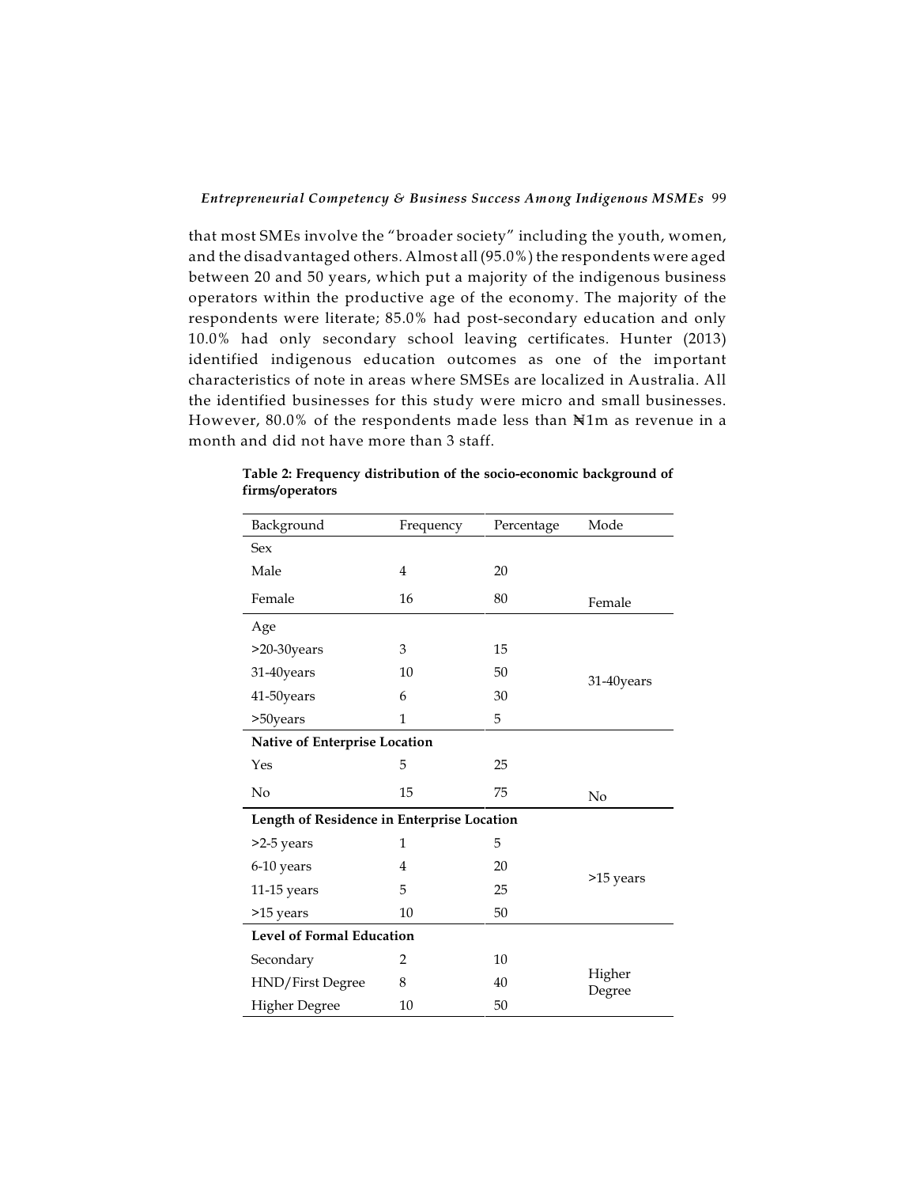that most SMEs involve the "broader society" including the youth, women, and the disadvantaged others. Almost all (95.0%) the respondents were aged between 20 and 50 years, which put a majority of the indigenous business operators within the productive age of the economy. The majority of the respondents were literate; 85.0% had post-secondary education and only 10.0% had only secondary school leaving certificates. Hunter (2013) identified indigenous education outcomes as one of the important characteristics of note in areas where SMSEs are localized in Australia. All the identified businesses for this study were micro and small businesses. However, 80.0% of the respondents made less than ₦1m as revenue in a month and did not have more than 3 staff.

**Table 2: Frequency distribution of the socio-economic background of firms/operators**

| Background | Frequency | Percentage | Mode |
|---|---|---|---|
| Sex | | | |
| Male | 4 | 20 | |
| Female | 16 | 80 | Female |
| Age | | | |
| >20-30years | 3 | 15 | |
| 31-40years | 10 | 50 | 31-40years |
| 41-50years | 6 | 30 | |
| >50years | 1 | 5 | |
| **Native of Enterprise Location** | | | |
| Yes | 5 | 25 | |
| No | 15 | 75 | No |
| **Length of Residence in Enterprise Location** | | | |
| >2-5 years | 1 | 5 | |
| 6-10 years | 4 | 20 | >15 years |
| 11-15 years | 5 | 25 | |
| >15 years | 10 | 50 | |
| **Level of Formal Education** | | | |
| Secondary | 2 | 10 | |
| HND/First Degree | 8 | 40 | Higher Degree |
| Higher Degree | 10 | 50 | |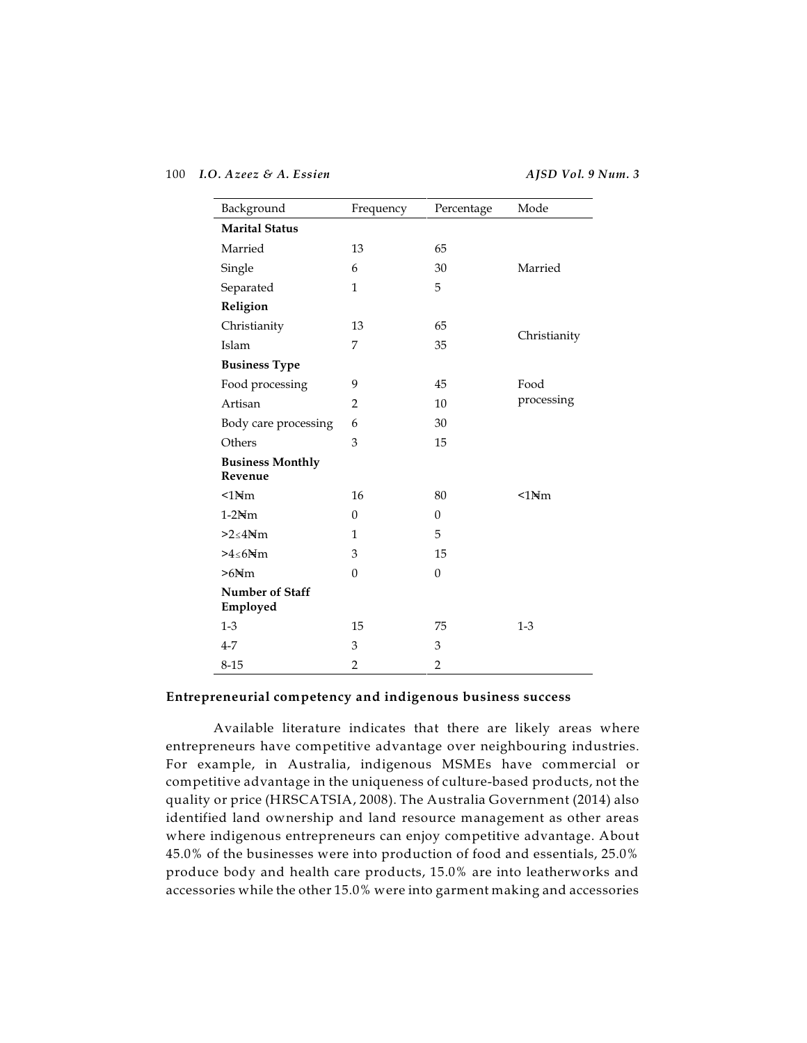| Background | Frequency | Percentage | Mode |
|---|---|---|---|
| **Marital Status** | | | |
| Married | 13 | 65 | |
| Single | 6 | 30 | Married |
| Separated | 1 | 5 | |
| **Religion** | | | |
| Christianity | 13 | 65 | Christianity |
| Islam | 7 | 35 | |
| **Business Type** | | | |
| Food processing | 9 | 45 | Food processing |
| Artisan | 2 | 10 | |
| Body care processing | 6 | 30 | |
| Others | 3 | 15 | |
| **Business Monthly Revenue** | | | |
| <1₦m | 16 | 80 | <1₦m |
| 1-2₦m | 0 | 0 | |
| >2≤4₦m | 1 | 5 | |
| >4≤6₦m | 3 | 15 | |
| >6₦m | 0 | 0 | |
| **Number of Staff Employed** | | | |
| 1-3 | 15 | 75 | 1-3 |
| 4-7 | 3 | 3 | |
| 8-15 | 2 | 2 | |

## Entrepreneurial competency and indigenous business success

Available literature indicates that there are likely areas where entrepreneurs have competitive advantage over neighbouring industries. For example, in Australia, indigenous MSMEs have commercial or competitive advantage in the uniqueness of culture-based products, not the quality or price (HRSCATSIA, 2008). The Australia Government (2014) also identified land ownership and land resource management as other areas where indigenous entrepreneurs can enjoy competitive advantage. About 45.0% of the businesses were into production of food and essentials, 25.0% produce body and health care products, 15.0% are into leatherworks and accessories while the other 15.0% were into garment making and accessories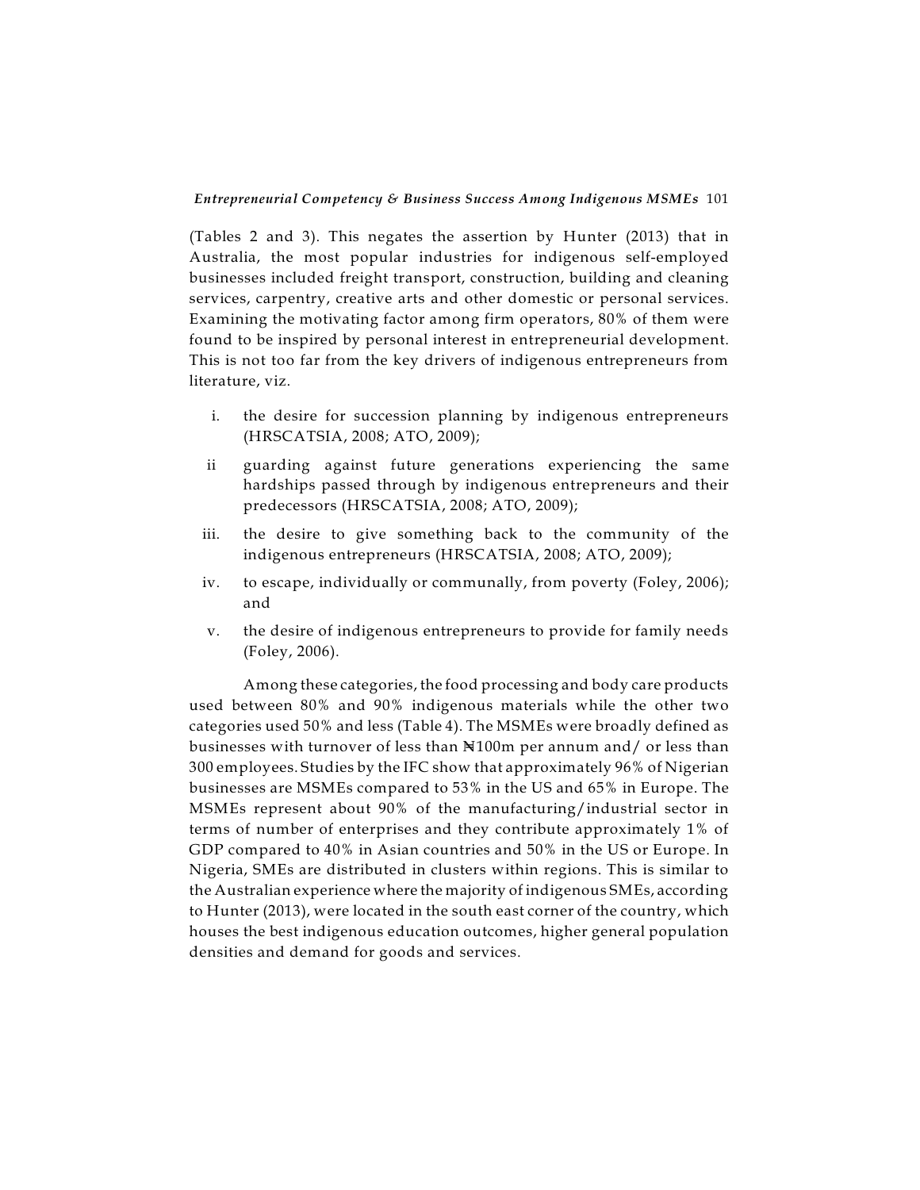(Tables 2 and 3). This negates the assertion by Hunter (2013) that in Australia, the most popular industries for indigenous self-employed businesses included freight transport, construction, building and cleaning services, carpentry, creative arts and other domestic or personal services. Examining the motivating factor among firm operators, 80% of them were found to be inspired by personal interest in entrepreneurial development. This is not too far from the key drivers of indigenous entrepreneurs from literature, viz.

i. the desire for succession planning by indigenous entrepreneurs (HRSCATSIA, 2008; ATO, 2009);

ii guarding against future generations experiencing the same hardships passed through by indigenous entrepreneurs and their predecessors (HRSCATSIA, 2008; ATO, 2009);

iii. the desire to give something back to the community of the indigenous entrepreneurs (HRSCATSIA, 2008; ATO, 2009);

iv. to escape, individually or communally, from poverty (Foley, 2006); and

v. the desire of indigenous entrepreneurs to provide for family needs (Foley, 2006).

Among these categories, the food processing and body care products used between 80% and 90% indigenous materials while the other two categories used 50% and less (Table 4). The MSMEs were broadly defined as businesses with turnover of less than ₦100m per annum and/ or less than 300 employees. Studies by the IFC show that approximately 96% of Nigerian businesses are MSMEs compared to 53% in the US and 65% in Europe. The MSMEs represent about 90% of the manufacturing/industrial sector in terms of number of enterprises and they contribute approximately 1% of GDP compared to 40% in Asian countries and 50% in the US or Europe. In Nigeria, SMEs are distributed in clusters within regions. This is similar to the Australian experience where the majority of indigenous SMEs, according to Hunter (2013), were located in the south east corner of the country, which houses the best indigenous education outcomes, higher general population densities and demand for goods and services.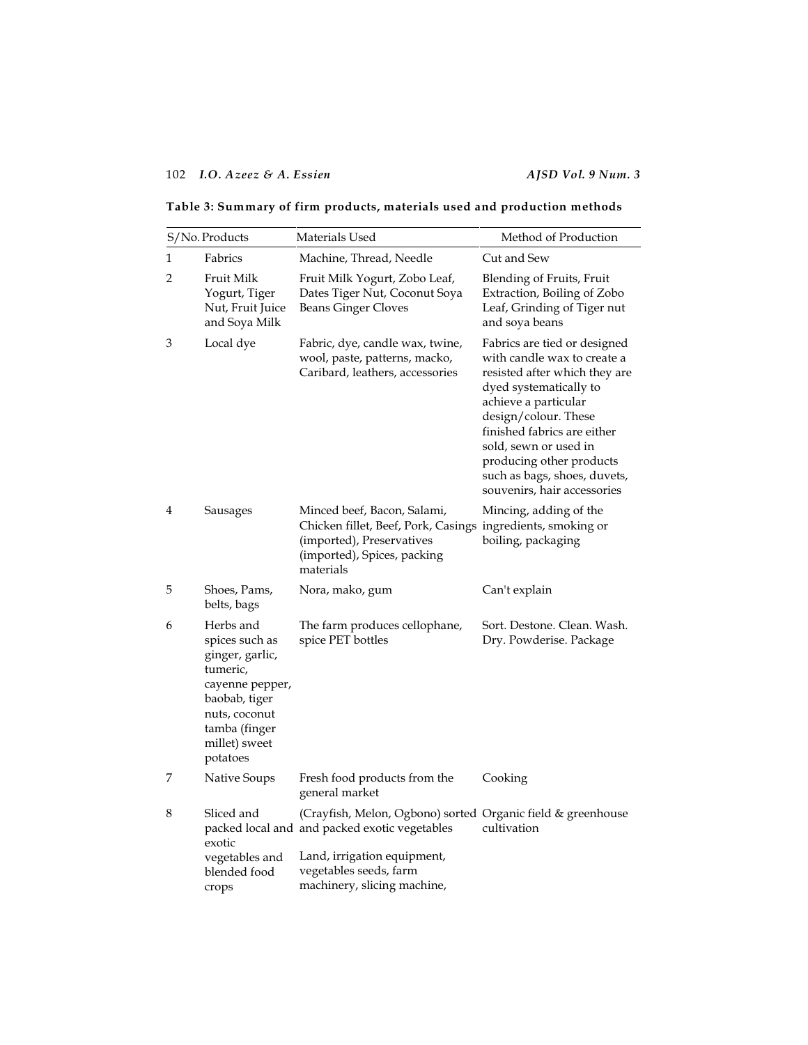**Table 3: Summary of firm products, materials used and production methods**

| S/No. | Products | Materials Used | Method of Production |
|---|---|---|---|
| 1 | Fabrics | Machine, Thread, Needle | Cut and Sew |
| 2 | Fruit Milk Yogurt, Tiger Nut, Fruit Juice and Soya Milk | Fruit Milk Yogurt, Zobo Leaf, Dates Tiger Nut, Coconut Soya Beans Ginger Cloves | Blending of Fruits, Fruit Extraction, Boiling of Zobo Leaf, Grinding of Tiger nut and soya beans |
| 3 | Local dye | Fabric, dye, candle wax, twine, wool, paste, patterns, macko, Caribard, leathers, accessories | Fabrics are tied or designed with candle wax to create a resisted after which they are dyed systematically to achieve a particular design/colour. These finished fabrics are either sold, sewn or used in producing other products such as bags, shoes, duvets, souvenirs, hair accessories |
| 4 | Sausages | Minced beef, Bacon, Salami, Chicken fillet, Beef, Pork, Casings (imported), Preservatives (imported), Spices, packing materials | Mincing, adding of the ingredients, smoking or boiling, packaging |
| 5 | Shoes, Pams, belts, bags | Nora, mako, gum | Can't explain |
| 6 | Herbs and spices such as ginger, garlic, tumeric, cayenne pepper, baobab, tiger nuts, coconut tamba (finger millet) sweet potatoes | The farm produces cellophane, spice PET bottles | Sort. Destone. Clean. Wash. Dry. Powderise. Package |
| 7 | Native Soups | Fresh food products from the general market | Cooking |
| 8 | Sliced and packed local and exotic vegetables and blended food crops | (Crayfish, Melon, Ogbono) sorted and packed exotic vegetables<br><br>Land, irrigation equipment, vegetables seeds, farm machinery, slicing machine, | Organic field & greenhouse cultivation |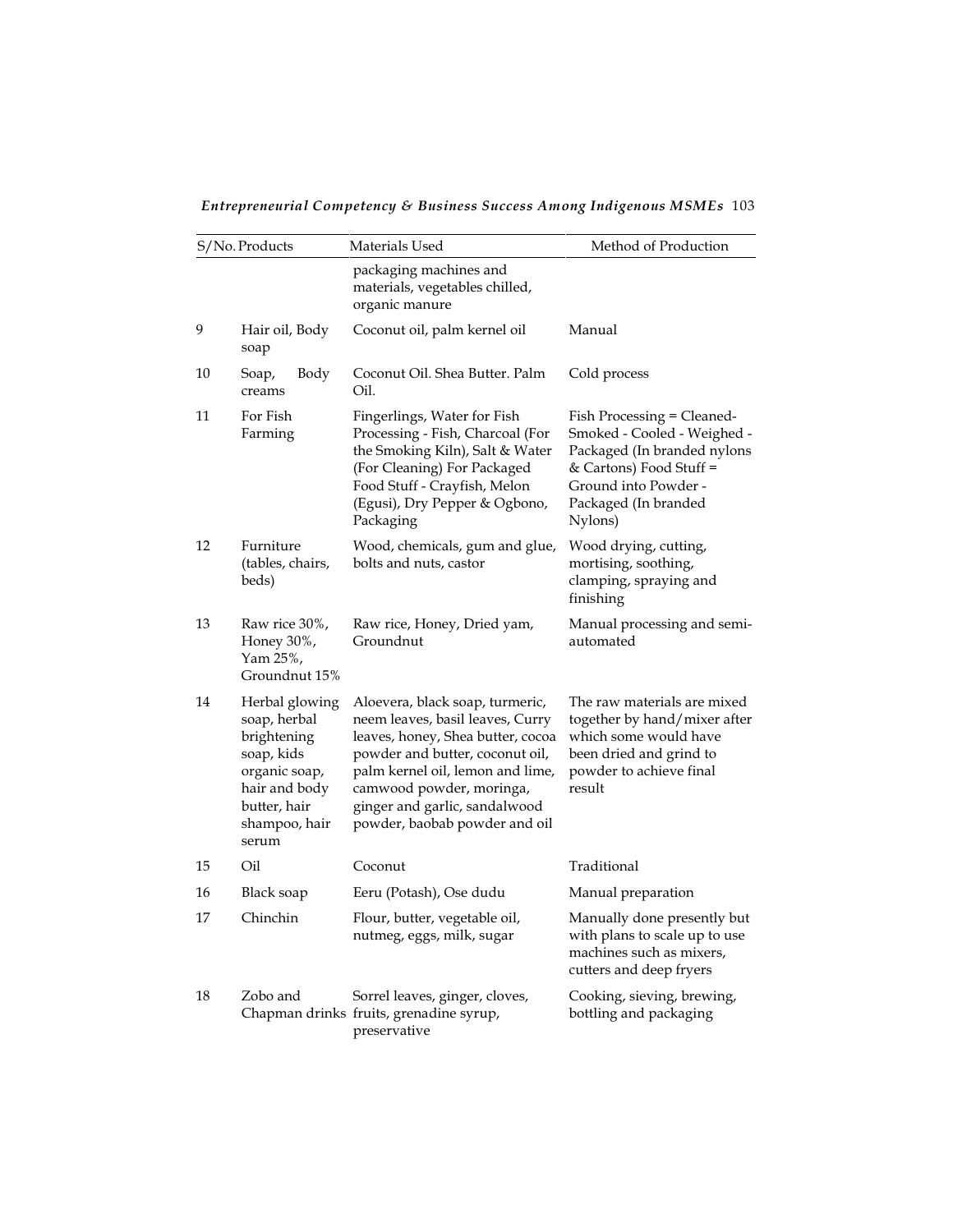| S/No. | Products | Materials Used | Method of Production |
|---|---|---|---|
| | | packaging machines and materials, vegetables chilled, organic manure | |
| 9 | Hair oil, Body soap | Coconut oil, palm kernel oil | Manual |
| 10 | Soap, Body creams | Coconut Oil. Shea Butter. Palm Oil. | Cold process |
| 11 | For Fish Farming | Fingerlings, Water for Fish Processing - Fish, Charcoal (For the Smoking Kiln), Salt & Water (For Cleaning) For Packaged Food Stuff - Crayfish, Melon (Egusi), Dry Pepper & Ogbono, Packaging | Fish Processing = Cleaned-Smoked - Cooled - Weighed - Packaged (In branded nylons & Cartons) Food Stuff = Ground into Powder - Packaged (In branded Nylons) |
| 12 | Furniture (tables, chairs, beds) | Wood, chemicals, gum and glue, bolts and nuts, castor | Wood drying, cutting, mortising, soothing, clamping, spraying and finishing |
| 13 | Raw rice 30%, Honey 30%, Yam 25%, Groundnut 15% | Raw rice, Honey, Dried yam, Groundnut | Manual processing and semi-automated |
| 14 | Herbal glowing soap, herbal brightening soap, kids organic soap, hair and body butter, hair shampoo, hair serum | Aloevera, black soap, turmeric, neem leaves, basil leaves, Curry leaves, honey, Shea butter, cocoa powder and butter, coconut oil, palm kernel oil, lemon and lime, camwood powder, moringa, ginger and garlic, sandalwood powder, baobab powder and oil | The raw materials are mixed together by hand/mixer after which some would have been dried and grind to powder to achieve final result |
| 15 | Oil | Coconut | Traditional |
| 16 | Black soap | Eeru (Potash), Ose dudu | Manual preparation |
| 17 | Chinchin | Flour, butter, vegetable oil, nutmeg, eggs, milk, sugar | Manually done presently but with plans to scale up to use machines such as mixers, cutters and deep fryers |
| 18 | Zobo and Chapman drinks | Sorrel leaves, ginger, cloves, fruits, grenadine syrup, preservative | Cooking, sieving, brewing, bottling and packaging |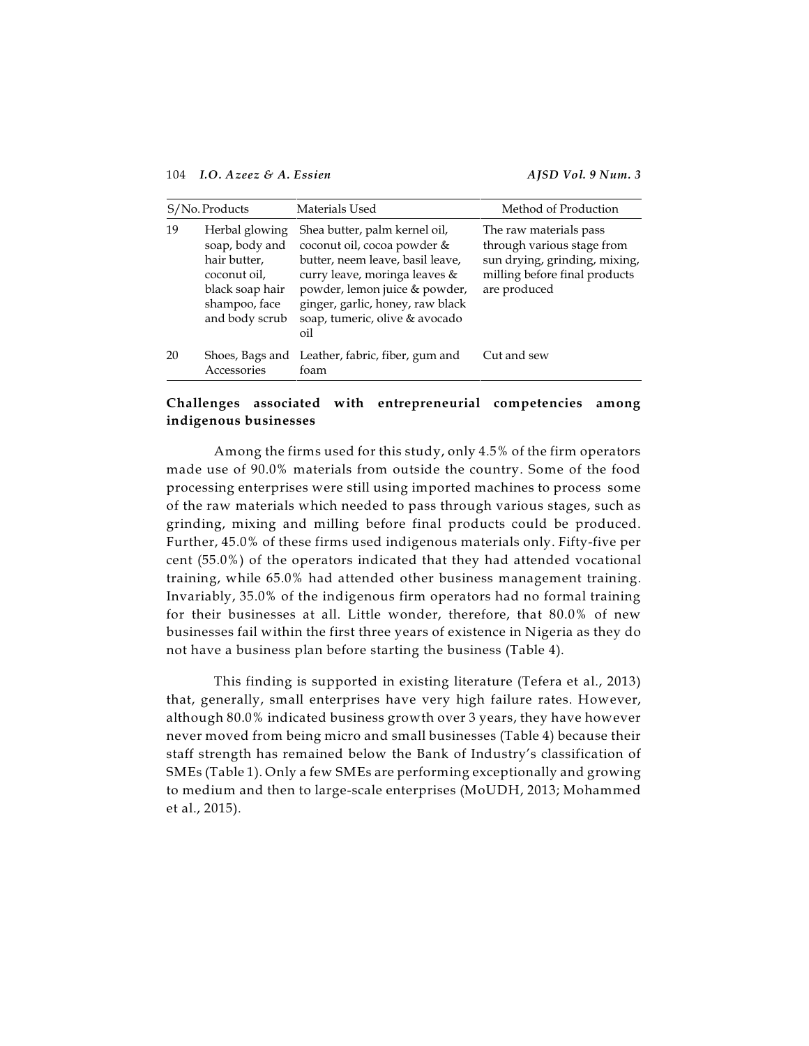| S/No. | Products | Materials Used | Method of Production |
|---|---|---|---|
| 19 | Herbal glowing soap, body and hair butter, coconut oil, black soap hair shampoo, face and body scrub | Shea butter, palm kernel oil, coconut oil, cocoa powder & butter, neem leave, basil leave, curry leave, moringa leaves & powder, lemon juice & powder, ginger, garlic, honey, raw black soap, tumeric, olive & avocado oil | The raw materials pass through various stage from sun drying, grinding, mixing, milling before final products are produced |
| 20 | Shoes, Bags and Accessories | Leather, fabric, fiber, gum and foam | Cut and sew |

## Challenges associated with entrepreneurial competencies among indigenous businesses

Among the firms used for this study, only 4.5% of the firm operators made use of 90.0% materials from outside the country. Some of the food processing enterprises were still using imported machines to process some of the raw materials which needed to pass through various stages, such as grinding, mixing and milling before final products could be produced. Further, 45.0% of these firms used indigenous materials only. Fifty-five per cent (55.0%) of the operators indicated that they had attended vocational training, while 65.0% had attended other business management training. Invariably, 35.0% of the indigenous firm operators had no formal training for their businesses at all. Little wonder, therefore, that 80.0% of new businesses fail within the first three years of existence in Nigeria as they do not have a business plan before starting the business (Table 4).

This finding is supported in existing literature (Tefera et al., 2013) that, generally, small enterprises have very high failure rates. However, although 80.0% indicated business growth over 3 years, they have however never moved from being micro and small businesses (Table 4) because their staff strength has remained below the Bank of Industry's classification of SMEs (Table 1). Only a few SMEs are performing exceptionally and growing to medium and then to large-scale enterprises (MoUDH, 2013; Mohammed et al., 2015).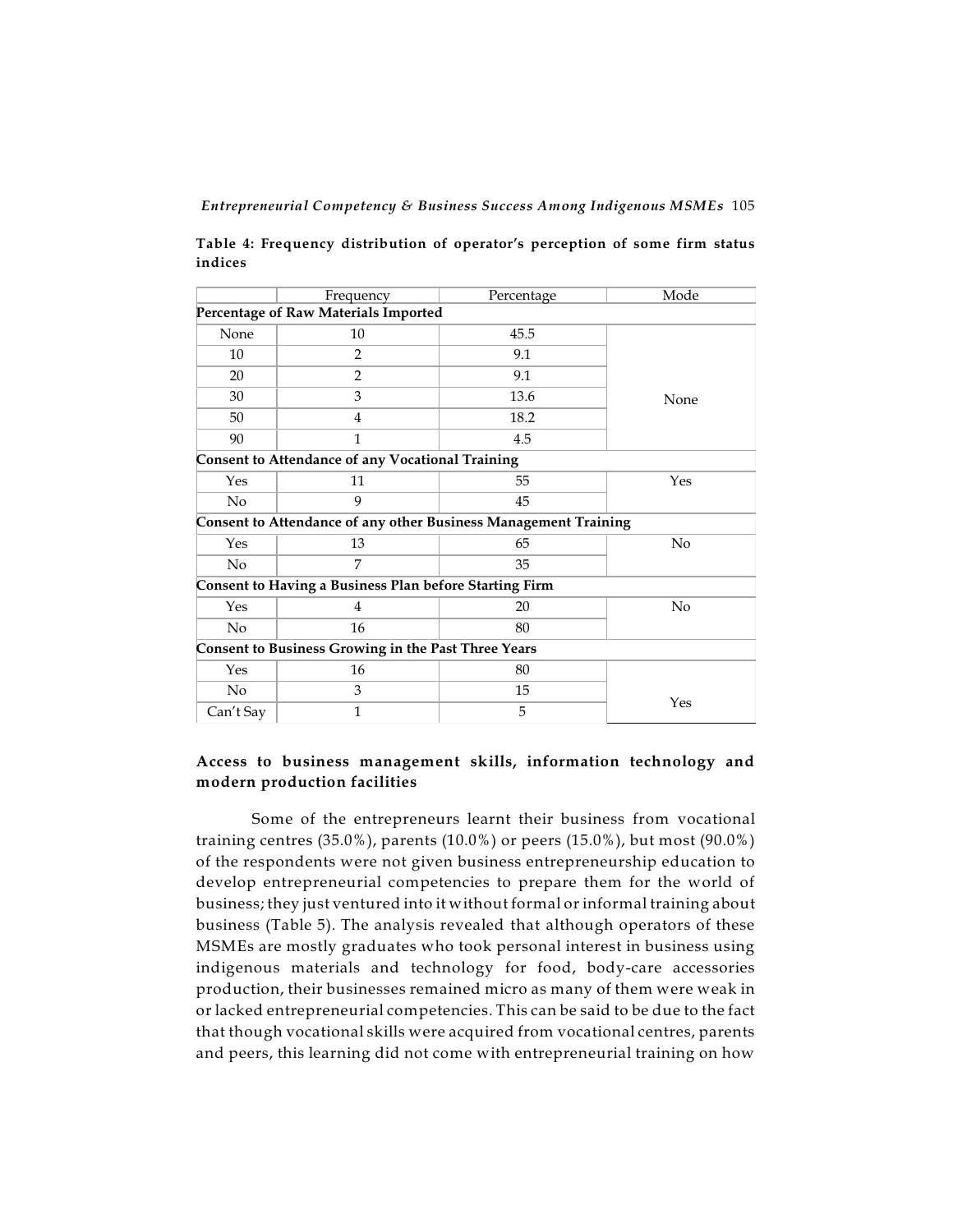**Table 4: Frequency distribution of operator's perception of some firm status indices**

| | Frequency | Percentage | Mode |
|---|---|---|---|
| **Percentage of Raw Materials Imported** | | | |
| None | 10 | 45.5 | None |
| 10 | 2 | 9.1 | |
| 20 | 2 | 9.1 | |
| 30 | 3 | 13.6 | |
| 50 | 4 | 18.2 | |
| 90 | 1 | 4.5 | |
| **Consent to Attendance of any Vocational Training** | | | |
| Yes | 11 | 55 | Yes |
| No | 9 | 45 | |
| **Consent to Attendance of any other Business Management Training** | | | |
| Yes | 13 | 65 | No |
| No | 7 | 35 | |
| **Consent to Having a Business Plan before Starting Firm** | | | |
| Yes | 4 | 20 | No |
| No | 16 | 80 | |
| **Consent to Business Growing in the Past Three Years** | | | |
| Yes | 16 | 80 | Yes |
| No | 3 | 15 | |
| Can't Say | 1 | 5 | |

### Access to business management skills, information technology and modern production facilities

Some of the entrepreneurs learnt their business from vocational training centres (35.0%), parents (10.0%) or peers (15.0%), but most (90.0%) of the respondents were not given business entrepreneurship education to develop entrepreneurial competencies to prepare them for the world of business; they just ventured into it without formal or informal training about business (Table 5). The analysis revealed that although operators of these MSMEs are mostly graduates who took personal interest in business using indigenous materials and technology for food, body-care accessories production, their businesses remained micro as many of them were weak in or lacked entrepreneurial competencies. This can be said to be due to the fact that though vocational skills were acquired from vocational centres, parents and peers, this learning did not come with entrepreneurial training on how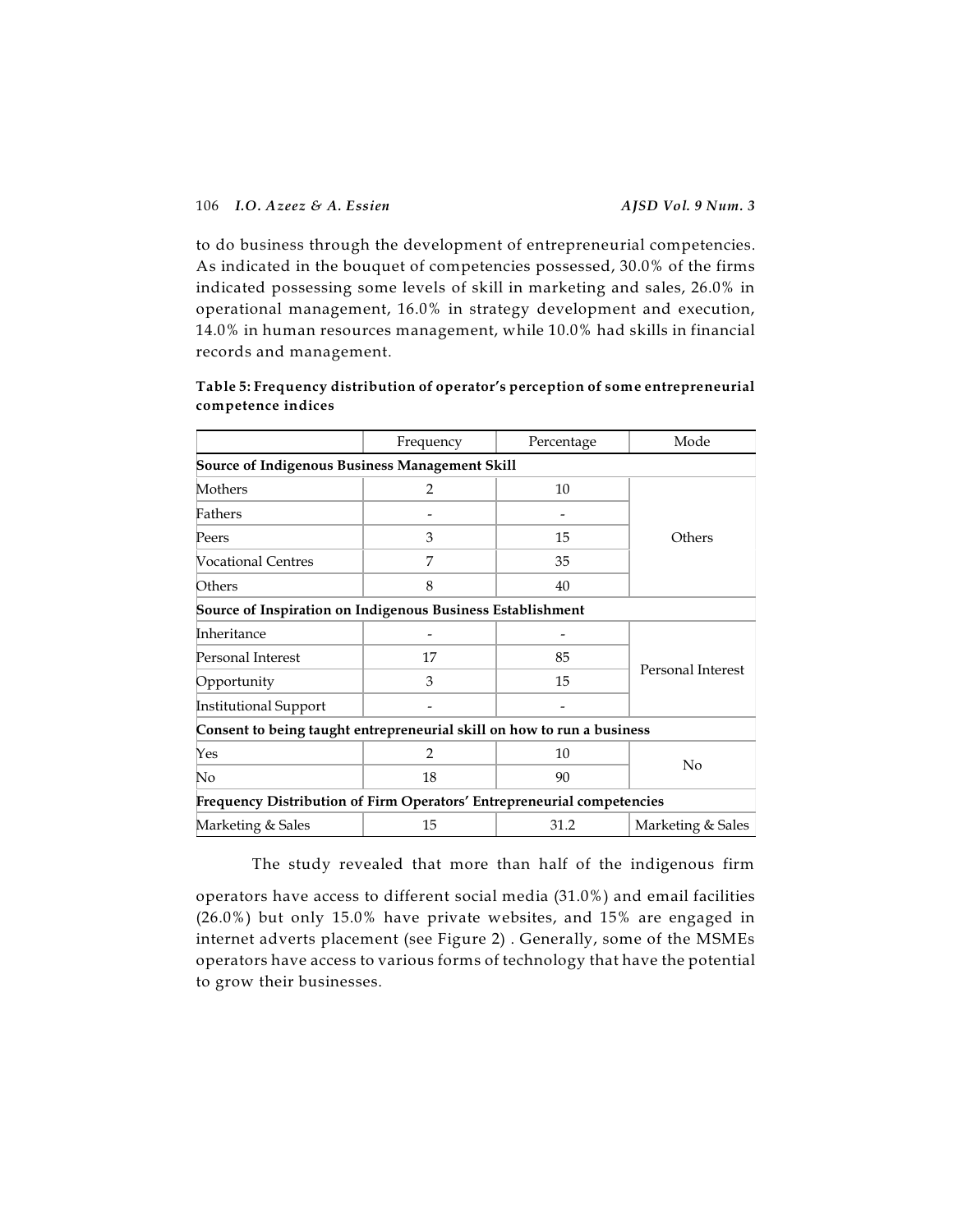to do business through the development of entrepreneurial competencies. As indicated in the bouquet of competencies possessed, 30.0% of the firms indicated possessing some levels of skill in marketing and sales, 26.0% in operational management, 16.0% in strategy development and execution, 14.0% in human resources management, while 10.0% had skills in financial records and management.

**Table 5: Frequency distribution of operator's perception of some entrepreneurial competence indices**

| | Frequency | Percentage | Mode |
|---|---|---|---|
| **Source of Indigenous Business Management Skill** | | | |
| Mothers | 2 | 10 | Others |
| Fathers | - | - | |
| Peers | 3 | 15 | |
| Vocational Centres | 7 | 35 | |
| Others | 8 | 40 | |
| **Source of Inspiration on Indigenous Business Establishment** | | | |
| Inheritance | - | - | Personal Interest |
| Personal Interest | 17 | 85 | |
| Opportunity | 3 | 15 | |
| Institutional Support | - | - | |
| **Consent to being taught entrepreneurial skill on how to run a business** | | | |
| Yes | 2 | 10 | No |
| No | 18 | 90 | |
| **Frequency Distribution of Firm Operators' Entrepreneurial competencies** | | | |
| Marketing & Sales | 15 | 31.2 | Marketing & Sales |

The study revealed that more than half of the indigenous firm operators have access to different social media (31.0%) and email facilities (26.0%) but only 15.0% have private websites, and 15% are engaged in internet adverts placement (see Figure 2) . Generally, some of the MSMEs operators have access to various forms of technology that have the potential to grow their businesses.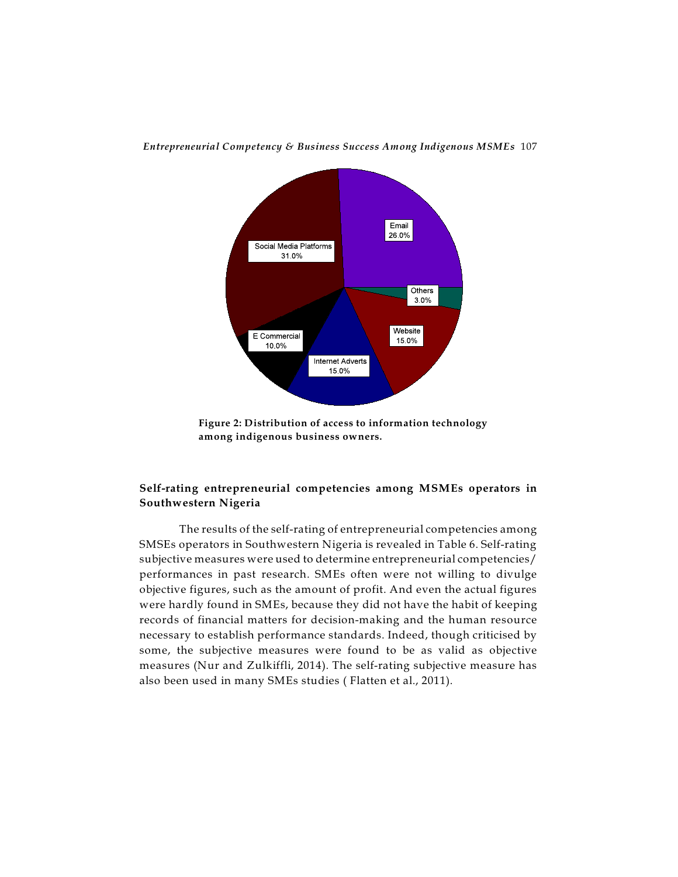Figure 2: Distribution of access to information technology among indigenous business owners.

## Self-rating entrepreneurial competencies among MSMEs operators in Southwestern Nigeria

The results of the self-rating of entrepreneurial competencies among SMSEs operators in Southwestern Nigeria is revealed in Table 6. Self-rating subjective measures were used to determine entrepreneurial competencies/ performances in past research. SMEs often were not willing to divulge objective figures, such as the amount of profit. And even the actual figures were hardly found in SMEs, because they did not have the habit of keeping records of financial matters for decision-making and the human resource necessary to establish performance standards. Indeed, though criticised by some, the subjective measures were found to be as valid as objective measures (Nur and Zulkiffli, 2014). The self-rating subjective measure has also been used in many SMEs studies ( Flatten et al., 2011).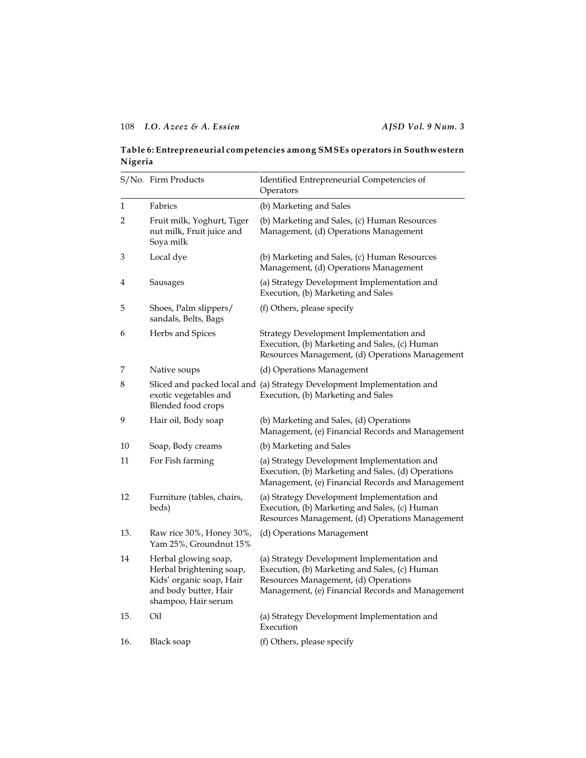**Table 6: Entrepreneurial competencies among SMSEs operators in Southwestern Nigeria**

| S/No. | Firm Products | Identified Entrepreneurial Competencies of Operators |
|---|---|---|
| 1 | Fabrics | (b) Marketing and Sales |
| 2 | Fruit milk, Yoghurt, Tiger nut milk, Fruit juice and Soya milk | (b) Marketing and Sales, (c) Human Resources Management, (d) Operations Management |
| 3 | Local dye | (b) Marketing and Sales, (c) Human Resources Management, (d) Operations Management |
| 4 | Sausages | (a) Strategy Development Implementation and Execution, (b) Marketing and Sales |
| 5 | Shoes, Palm slippers/ sandals, Belts, Bags | (f) Others, please specify |
| 6 | Herbs and Spices | Strategy Development Implementation and Execution, (b) Marketing and Sales, (c) Human Resources Management, (d) Operations Management |
| 7 | Native soups | (d) Operations Management |
| 8 | Sliced and packed local and exotic vegetables and Blended food crops | (a) Strategy Development Implementation and Execution, (b) Marketing and Sales |
| 9 | Hair oil, Body soap | (b) Marketing and Sales, (d) Operations Management, (e) Financial Records and Management |
| 10 | Soap, Body creams | (b) Marketing and Sales |
| 11 | For Fish farming | (a) Strategy Development Implementation and Execution, (b) Marketing and Sales, (d) Operations Management, (e) Financial Records and Management |
| 12 | Furniture (tables, chairs, beds) | (a) Strategy Development Implementation and Execution, (b) Marketing and Sales, (c) Human Resources Management, (d) Operations Management |
| 13. | Raw rice 30%, Honey 30%, Yam 25%, Groundnut 15% | (d) Operations Management |
| 14 | Herbal glowing soap, Herbal brightening soap, Kids' organic soap, Hair and body butter, Hair shampoo, Hair serum | (a) Strategy Development Implementation and Execution, (b) Marketing and Sales, (c) Human Resources Management, (d) Operations Management, (e) Financial Records and Management |
| 15. | Oil | (a) Strategy Development Implementation and Execution |
| 16. | Black soap | (f) Others, please specify |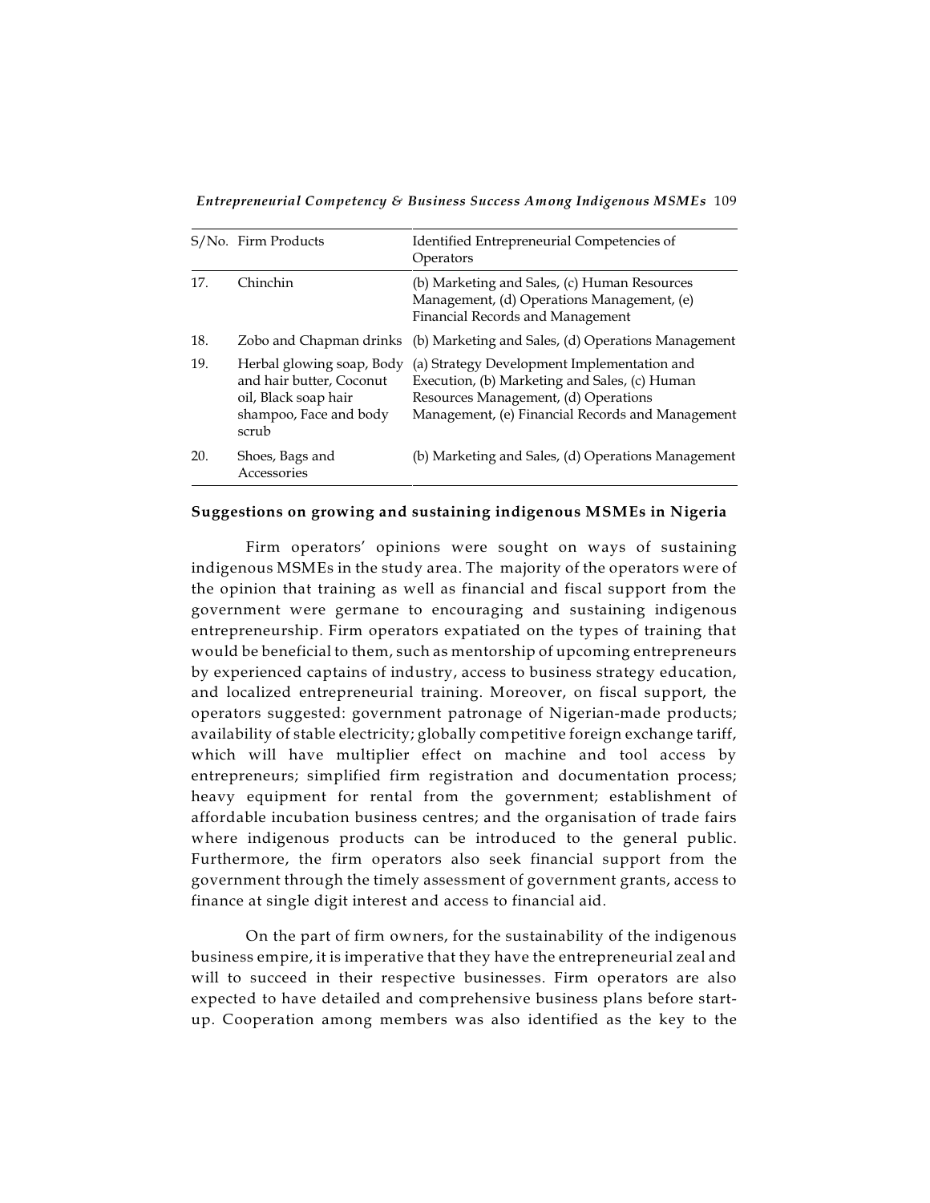| S/No. | Firm Products | Identified Entrepreneurial Competencies of Operators |
|---|---|---|
| 17. | Chinchin | (b) Marketing and Sales, (c) Human Resources Management, (d) Operations Management, (e) Financial Records and Management |
| 18. | Zobo and Chapman drinks | (b) Marketing and Sales, (d) Operations Management |
| 19. | Herbal glowing soap, Body and hair butter, Coconut oil, Black soap hair shampoo, Face and body scrub | (a) Strategy Development Implementation and Execution, (b) Marketing and Sales, (c) Human Resources Management, (d) Operations Management, (e) Financial Records and Management |
| 20. | Shoes, Bags and Accessories | (b) Marketing and Sales, (d) Operations Management |

### Suggestions on growing and sustaining indigenous MSMEs in Nigeria

Firm operators' opinions were sought on ways of sustaining indigenous MSMEs in the study area. The majority of the operators were of the opinion that training as well as financial and fiscal support from the government were germane to encouraging and sustaining indigenous entrepreneurship. Firm operators expatiated on the types of training that would be beneficial to them, such as mentorship of upcoming entrepreneurs by experienced captains of industry, access to business strategy education, and localized entrepreneurial training. Moreover, on fiscal support, the operators suggested: government patronage of Nigerian-made products; availability of stable electricity; globally competitive foreign exchange tariff, which will have multiplier effect on machine and tool access by entrepreneurs; simplified firm registration and documentation process; heavy equipment for rental from the government; establishment of affordable incubation business centres; and the organisation of trade fairs where indigenous products can be introduced to the general public. Furthermore, the firm operators also seek financial support from the government through the timely assessment of government grants, access to finance at single digit interest and access to financial aid.

On the part of firm owners, for the sustainability of the indigenous business empire, it is imperative that they have the entrepreneurial zeal and will to succeed in their respective businesses. Firm operators are also expected to have detailed and comprehensive business plans before start-up. Cooperation among members was also identified as the key to the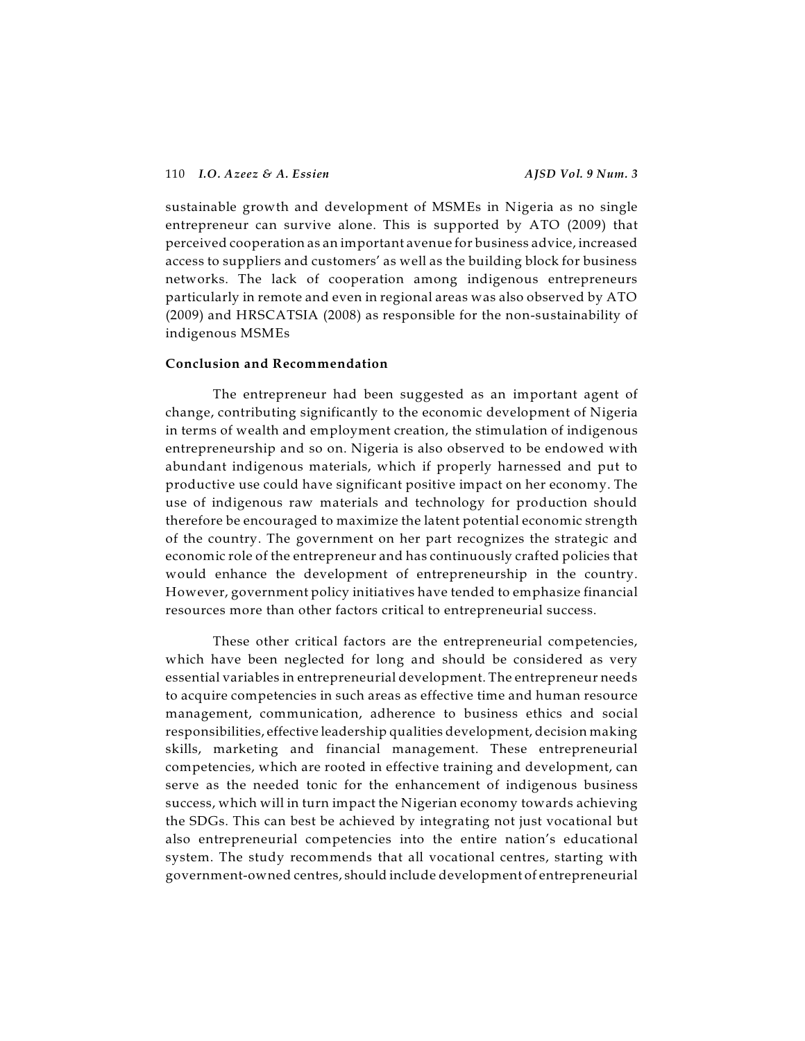sustainable growth and development of MSMEs in Nigeria as no single entrepreneur can survive alone. This is supported by ATO (2009) that perceived cooperation as an important avenue for business advice, increased access to suppliers and customers' as well as the building block for business networks. The lack of cooperation among indigenous entrepreneurs particularly in remote and even in regional areas was also observed by ATO (2009) and HRSCATSIA (2008) as responsible for the non-sustainability of indigenous MSMEs

**Conclusion and Recommendation**

The entrepreneur had been suggested as an important agent of change, contributing significantly to the economic development of Nigeria in terms of wealth and employment creation, the stimulation of indigenous entrepreneurship and so on. Nigeria is also observed to be endowed with abundant indigenous materials, which if properly harnessed and put to productive use could have significant positive impact on her economy. The use of indigenous raw materials and technology for production should therefore be encouraged to maximize the latent potential economic strength of the country. The government on her part recognizes the strategic and economic role of the entrepreneur and has continuously crafted policies that would enhance the development of entrepreneurship in the country. However, government policy initiatives have tended to emphasize financial resources more than other factors critical to entrepreneurial success.

These other critical factors are the entrepreneurial competencies, which have been neglected for long and should be considered as very essential variables in entrepreneurial development. The entrepreneur needs to acquire competencies in such areas as effective time and human resource management, communication, adherence to business ethics and social responsibilities, effective leadership qualities development, decision making skills, marketing and financial management. These entrepreneurial competencies, which are rooted in effective training and development, can serve as the needed tonic for the enhancement of indigenous business success, which will in turn impact the Nigerian economy towards achieving the SDGs. This can best be achieved by integrating not just vocational but also entrepreneurial competencies into the entire nation's educational system. The study recommends that all vocational centres, starting with government-owned centres, should include development of entrepreneurial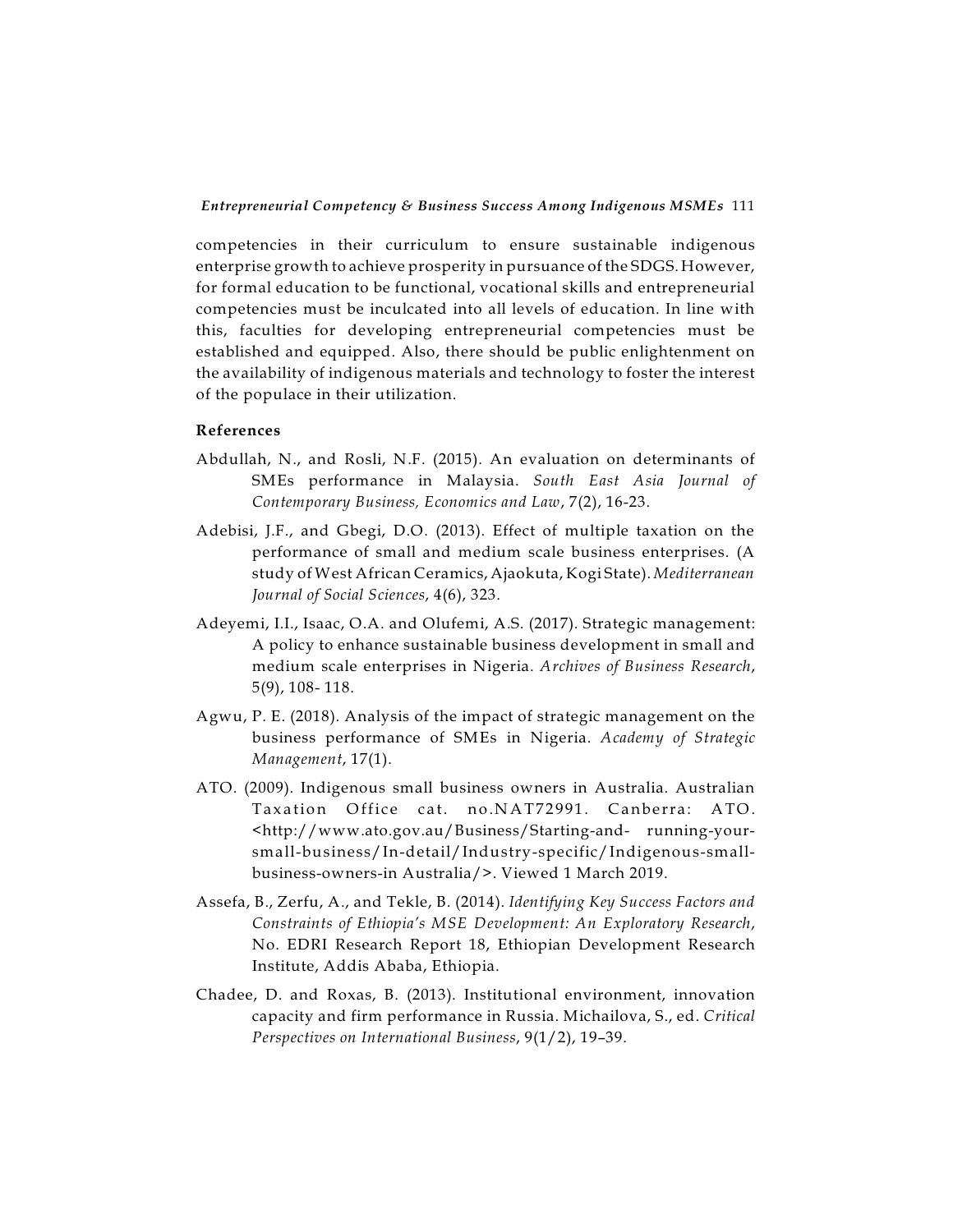competencies in their curriculum to ensure sustainable indigenous enterprise growth to achieve prosperity in pursuance of the SDGS. However, for formal education to be functional, vocational skills and entrepreneurial competencies must be inculcated into all levels of education. In line with this, faculties for developing entrepreneurial competencies must be established and equipped. Also, there should be public enlightenment on the availability of indigenous materials and technology to foster the interest of the populace in their utilization.

## References

Abdullah, N., and Rosli, N.F. (2015). An evaluation on determinants of SMEs performance in Malaysia. *South East Asia Journal of Contemporary Business, Economics and Law*, 7(2), 16-23.

Adebisi, J.F., and Gbegi, D.O. (2013). Effect of multiple taxation on the performance of small and medium scale business enterprises. (A study of West African Ceramics, Ajaokuta, Kogi State). *Mediterranean Journal of Social Sciences*, 4(6), 323.

Adeyemi, I.I., Isaac, O.A. and Olufemi, A.S. (2017). Strategic management: A policy to enhance sustainable business development in small and medium scale enterprises in Nigeria. *Archives of Business Research*, 5(9), 108- 118.

Agwu, P. E. (2018). Analysis of the impact of strategic management on the business performance of SMEs in Nigeria. *Academy of Strategic Management*, 17(1).

ATO. (2009). Indigenous small business owners in Australia. Australian Taxation Office cat. no.NAT72991. Canberra: ATO. <http://www.ato.gov.au/Business/Starting-and- running-your-small-business/In-detail/Industry-specific/Indigenous-small-business-owners-in Australia/>. Viewed 1 March 2019.

Assefa, B., Zerfu, A., and Tekle, B. (2014). *Identifying Key Success Factors and Constraints of Ethiopia's MSE Development: An Exploratory Research*, No. EDRI Research Report 18, Ethiopian Development Research Institute, Addis Ababa, Ethiopia.

Chadee, D. and Roxas, B. (2013). Institutional environment, innovation capacity and firm performance in Russia. Michailova, S., ed. *Critical Perspectives on International Business*, 9(1/2), 19–39.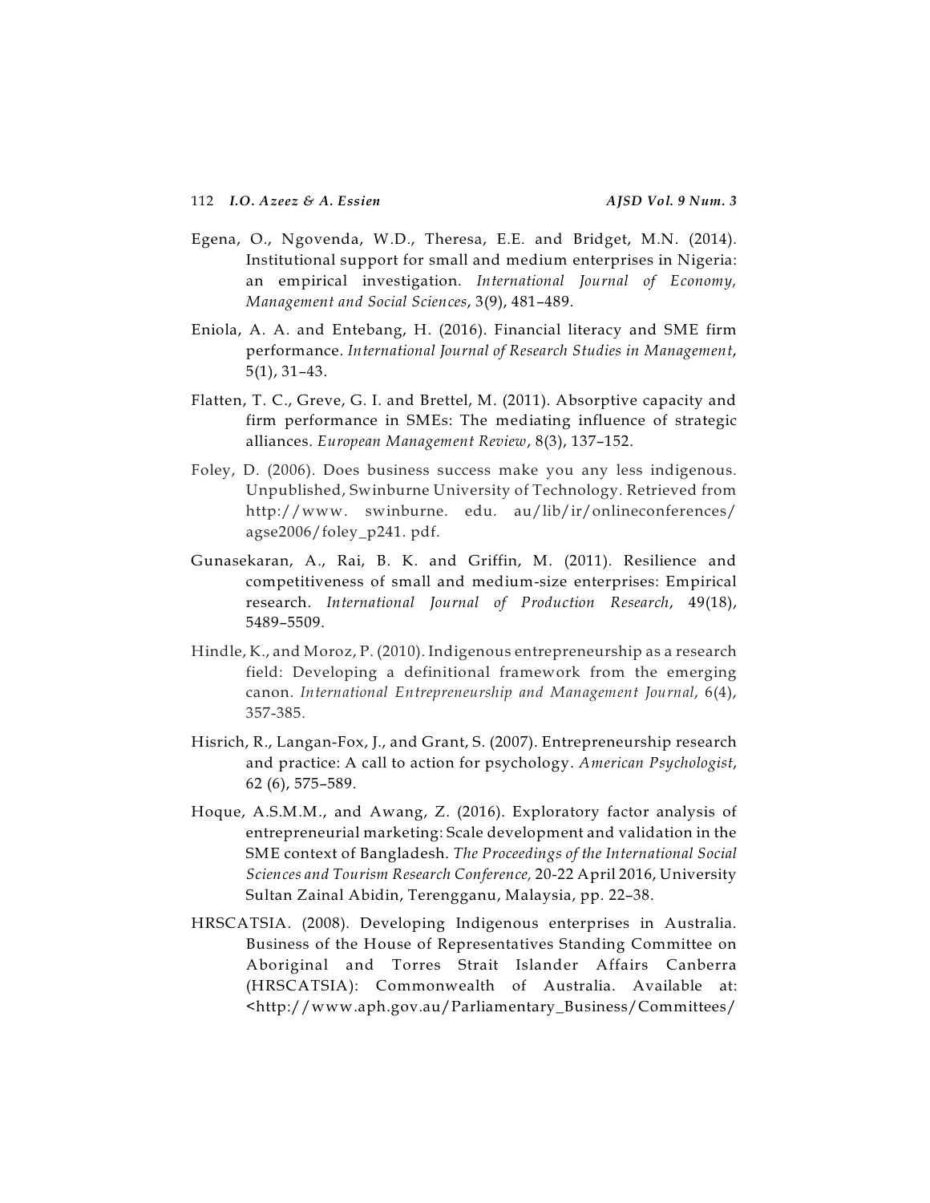Egena, O., Ngovenda, W.D., Theresa, E.E. and Bridget, M.N. (2014). Institutional support for small and medium enterprises in Nigeria: an empirical investigation. *International Journal of Economy, Management and Social Sciences*, 3(9), 481–489.

Eniola, A. A. and Entebang, H. (2016). Financial literacy and SME firm performance. *International Journal of Research Studies in Management*, 5(1), 31–43.

Flatten, T. C., Greve, G. I. and Brettel, M. (2011). Absorptive capacity and firm performance in SMEs: The mediating influence of strategic alliances. *European Management Review*, 8(3), 137–152.

Foley, D. (2006). Does business success make you any less indigenous. Unpublished, Swinburne University of Technology. Retrieved from http://www. swinburne. edu. au/lib/ir/onlineconferences/agse2006/foley_p241. pdf.

Gunasekaran, A., Rai, B. K. and Griffin, M. (2011). Resilience and competitiveness of small and medium-size enterprises: Empirical research. *International Journal of Production Research*, 49(18), 5489–5509.

Hindle, K., and Moroz, P. (2010). Indigenous entrepreneurship as a research field: Developing a definitional framework from the emerging canon. *International Entrepreneurship and Management Journal*, 6(4), 357-385.

Hisrich, R., Langan-Fox, J., and Grant, S. (2007). Entrepreneurship research and practice: A call to action for psychology. *American Psychologist*, 62 (6), 575–589.

Hoque, A.S.M.M., and Awang, Z. (2016). Exploratory factor analysis of entrepreneurial marketing: Scale development and validation in the SME context of Bangladesh. *The Proceedings of the International Social Sciences and Tourism Research Conference,* 20-22 April 2016, University Sultan Zainal Abidin, Terengganu, Malaysia, pp. 22–38.

HRSCATSIA. (2008). Developing Indigenous enterprises in Australia. Business of the House of Representatives Standing Committee on Aboriginal and Torres Strait Islander Affairs Canberra (HRSCATSIA): Commonwealth of Australia. Available at: <http://www.aph.gov.au/Parliamentary_Business/Committees/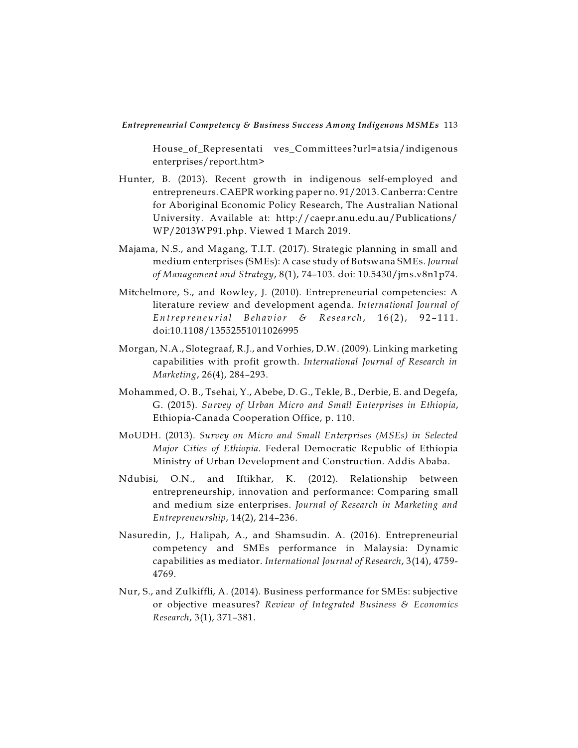House_of_Representati ves_Committees?url=atsia/indigenous enterprises/report.htm>

Hunter, B. (2013). Recent growth in indigenous self-employed and entrepreneurs. CAEPR working paper no. 91/2013. Canberra: Centre for Aboriginal Economic Policy Research, The Australian National University. Available at: http://caepr.anu.edu.au/Publications/WP/2013WP91.php. Viewed 1 March 2019.

Majama, N.S., and Magang, T.I.T. (2017). Strategic planning in small and medium enterprises (SMEs): A case study of Botswana SMEs. *Journal of Management and Strategy*, 8(1), 74–103. doi: 10.5430/jms.v8n1p74.

Mitchelmore, S., and Rowley, J. (2010). Entrepreneurial competencies: A literature review and development agenda. *International Journal of Entrepreneurial Behavior & Research*, 16(2), 92–111. doi:10.1108/13552551011026995

Morgan, N.A., Slotegraaf, R.J., and Vorhies, D.W. (2009). Linking marketing capabilities with profit growth. *International Journal of Research in Marketing*, 26(4), 284–293.

Mohammed, O. B., Tsehai, Y., Abebe, D. G., Tekle, B., Derbie, E. and Degefa, G. (2015). *Survey of Urban Micro and Small Enterprises in Ethiopia*, Ethiopia-Canada Cooperation Office, p. 110.

MoUDH. (2013). *Survey on Micro and Small Enterprises (MSEs) in Selected Major Cities of Ethiopia*. Federal Democratic Republic of Ethiopia Ministry of Urban Development and Construction. Addis Ababa.

Ndubisi, O.N., and Iftikhar, K. (2012). Relationship between entrepreneurship, innovation and performance: Comparing small and medium size enterprises. *Journal of Research in Marketing and Entrepreneurship*, 14(2), 214–236.

Nasuredin, J., Halipah, A., and Shamsudin. A. (2016). Entrepreneurial competency and SMEs performance in Malaysia: Dynamic capabilities as mediator. *International Journal of Research*, 3(14), 4759-4769.

Nur, S., and Zulkiffli, A. (2014). Business performance for SMEs: subjective or objective measures? *Review of Integrated Business & Economics Research*, 3(1), 371–381.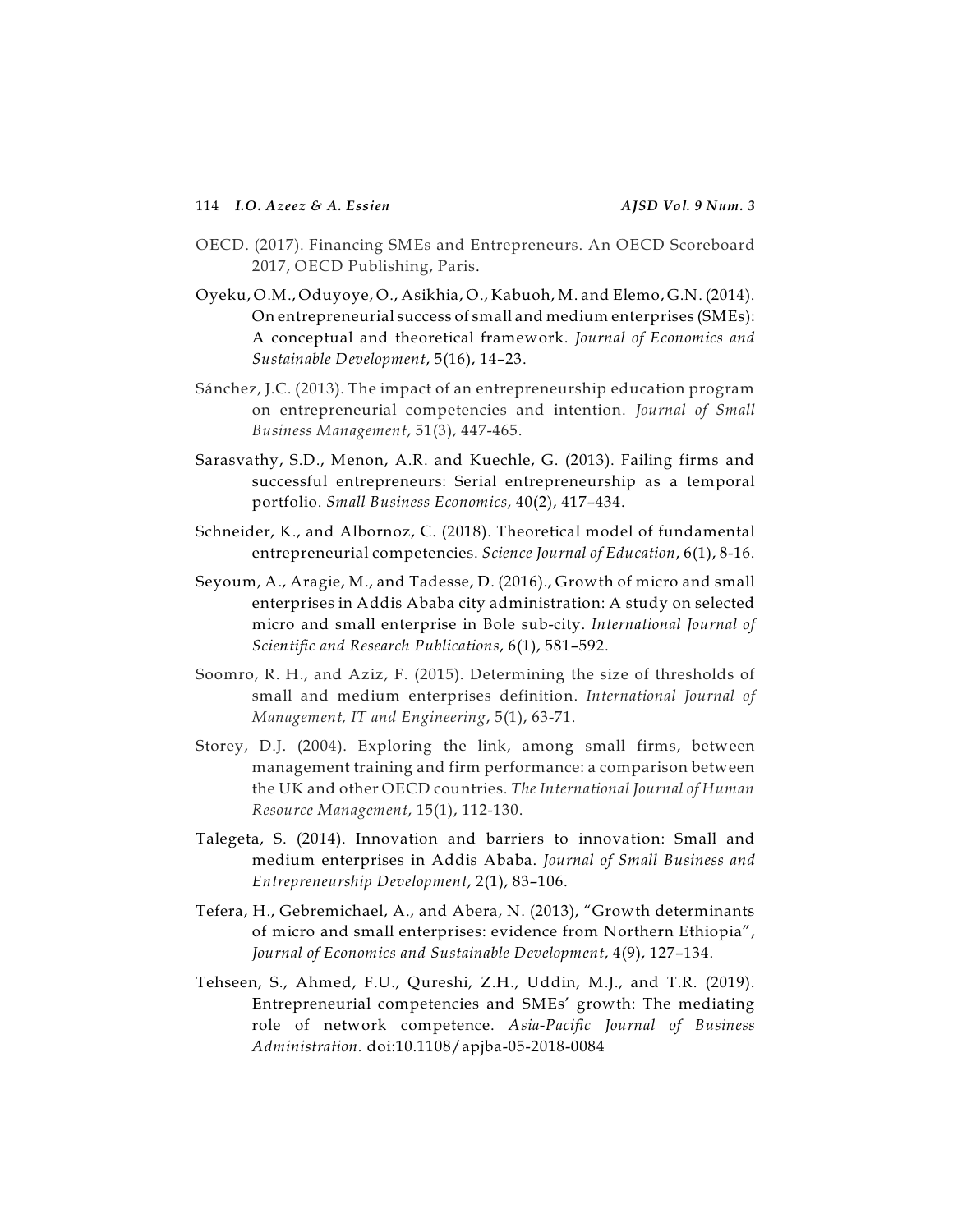OECD. (2017). Financing SMEs and Entrepreneurs. An OECD Scoreboard 2017, OECD Publishing, Paris.

Oyeku, O.M., Oduyoye, O., Asikhia, O., Kabuoh, M. and Elemo, G.N. (2014). On entrepreneurial success of small and medium enterprises (SMEs): A conceptual and theoretical framework. *Journal of Economics and Sustainable Development*, 5(16), 14–23.

Sánchez, J.C. (2013). The impact of an entrepreneurship education program on entrepreneurial competencies and intention. *Journal of Small Business Management*, 51(3), 447-465.

Sarasvathy, S.D., Menon, A.R. and Kuechle, G. (2013). Failing firms and successful entrepreneurs: Serial entrepreneurship as a temporal portfolio. *Small Business Economics*, 40(2), 417–434.

Schneider, K., and Albornoz, C. (2018). Theoretical model of fundamental entrepreneurial competencies. *Science Journal of Education*, 6(1), 8-16.

Seyoum, A., Aragie, M., and Tadesse, D. (2016)., Growth of micro and small enterprises in Addis Ababa city administration: A study on selected micro and small enterprise in Bole sub-city. *International Journal of Scientific and Research Publications*, 6(1), 581–592.

Soomro, R. H., and Aziz, F. (2015). Determining the size of thresholds of small and medium enterprises definition. *International Journal of Management, IT and Engineering*, 5(1), 63-71.

Storey, D.J. (2004). Exploring the link, among small firms, between management training and firm performance: a comparison between the UK and other OECD countries. *The International Journal of Human Resource Management*, 15(1), 112-130.

Talegeta, S. (2014). Innovation and barriers to innovation: Small and medium enterprises in Addis Ababa. *Journal of Small Business and Entrepreneurship Development*, 2(1), 83–106.

Tefera, H., Gebremichael, A., and Abera, N. (2013), "Growth determinants of micro and small enterprises: evidence from Northern Ethiopia", *Journal of Economics and Sustainable Development*, 4(9), 127–134.

Tehseen, S., Ahmed, F.U., Qureshi, Z.H., Uddin, M.J., and T.R. (2019). Entrepreneurial competencies and SMEs' growth: The mediating role of network competence. *Asia-Pacific Journal of Business Administration.* doi:10.1108/apjba-05-2018-0084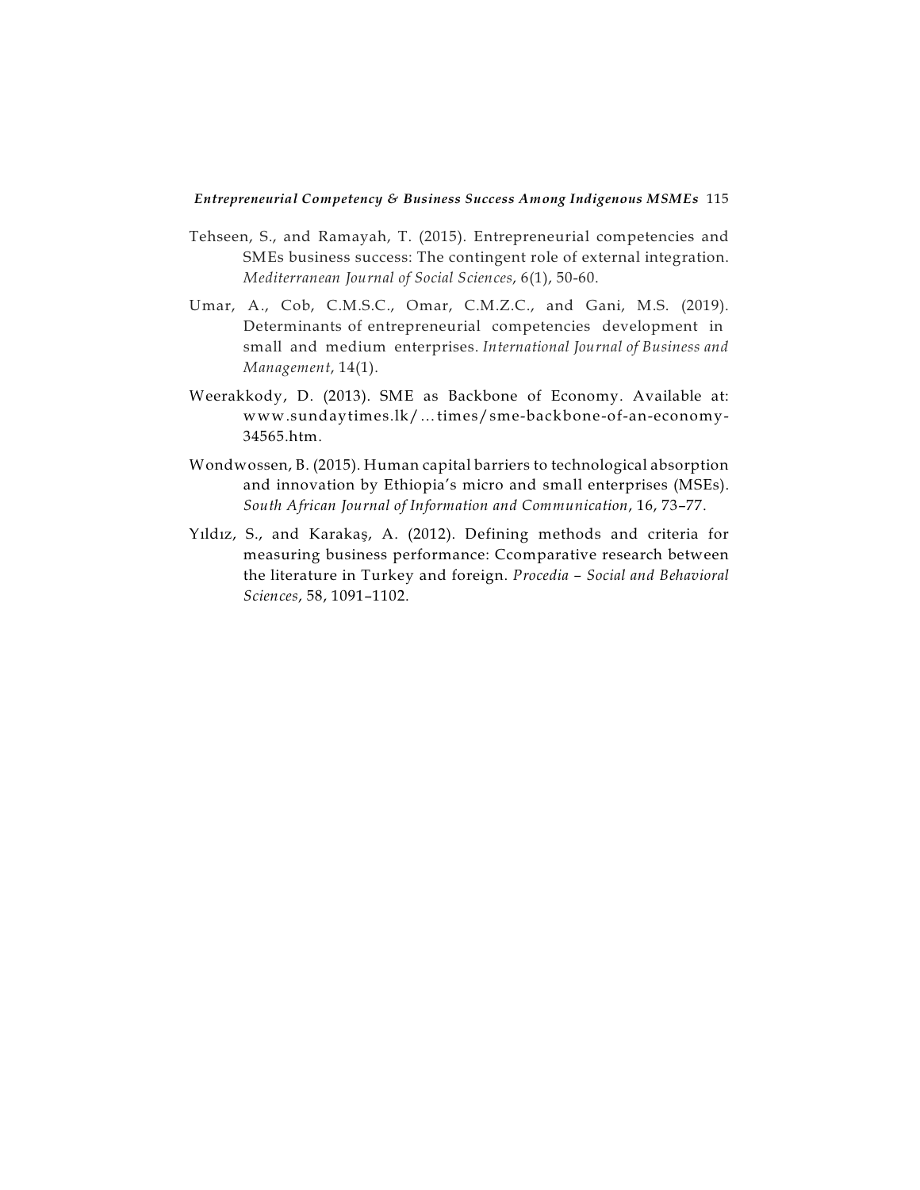Tehseen, S., and Ramayah, T. (2015). Entrepreneurial competencies and SMEs business success: The contingent role of external integration. *Mediterranean Journal of Social Sciences*, 6(1), 50-60.

Umar, A., Cob, C.M.S.C., Omar, C.M.Z.C., and Gani, M.S. (2019). Determinants of entrepreneurial competencies development in small and medium enterprises. *International Journal of Business and Management*, 14(1).

Weerakkody, D. (2013). SME as Backbone of Economy. Available at: www.sundaytimes.lk/…times/sme-backbone-of-an-economy-34565.htm.

Wondwossen, B. (2015). Human capital barriers to technological absorption and innovation by Ethiopia's micro and small enterprises (MSEs). *South African Journal of Information and Communication*, 16, 73–77.

Yıldız, S., and Karakaş, A. (2012). Defining methods and criteria for measuring business performance: Ccomparative research between the literature in Turkey and foreign. *Procedia – Social and Behavioral Sciences*, 58, 1091–1102.